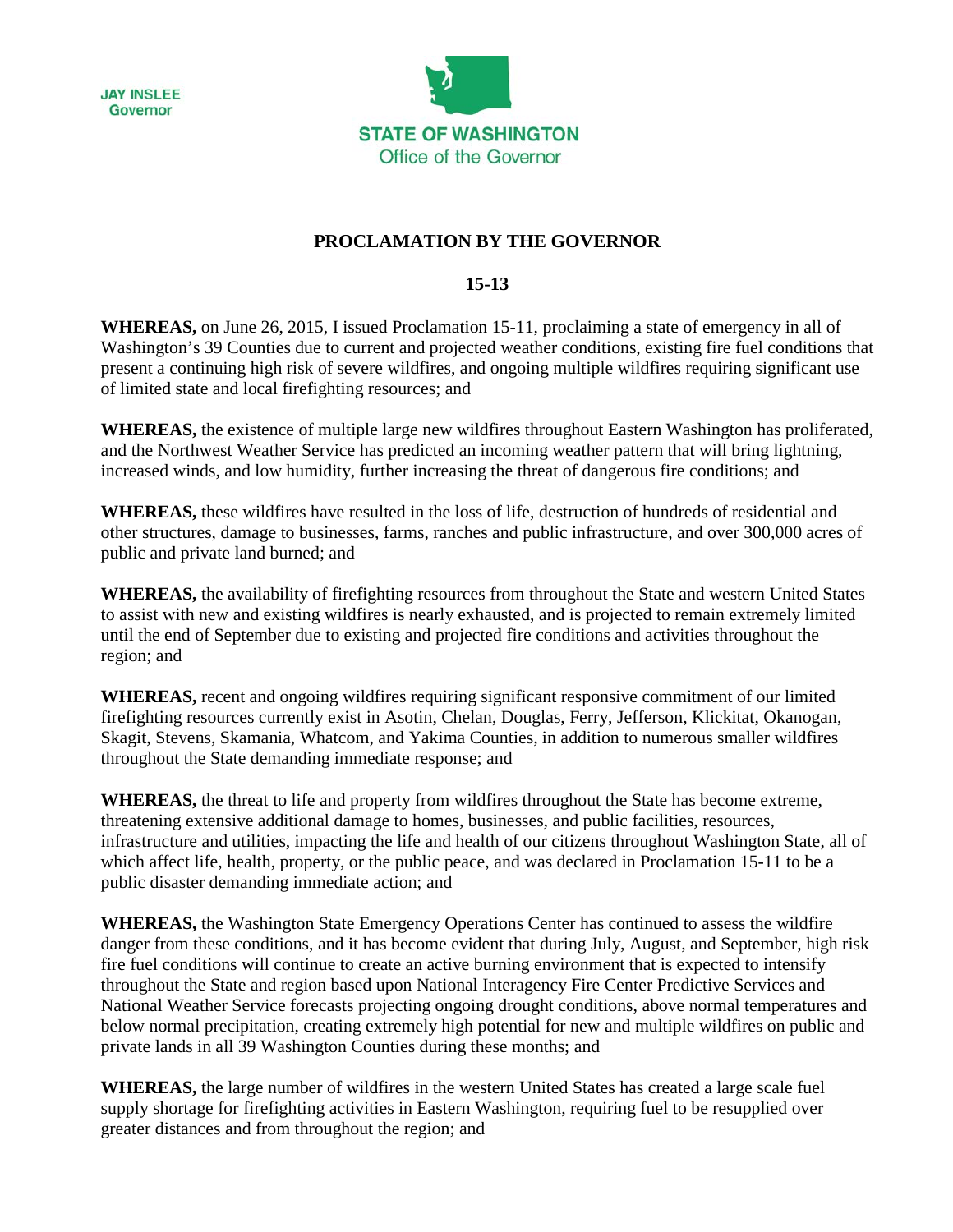JAY INSLEE
Governor

STATE OF WASHINGTON
Office of the Governor

# PROCLAMATION BY THE GOVERNOR

## 15-13

**WHEREAS,** on June 26, 2015, I issued Proclamation 15-11, proclaiming a state of emergency in all of Washington's 39 Counties due to current and projected weather conditions, existing fire fuel conditions that present a continuing high risk of severe wildfires, and ongoing multiple wildfires requiring significant use of limited state and local firefighting resources; and

**WHEREAS,** the existence of multiple large new wildfires throughout Eastern Washington has proliferated, and the Northwest Weather Service has predicted an incoming weather pattern that will bring lightning, increased winds, and low humidity, further increasing the threat of dangerous fire conditions; and

**WHEREAS,** these wildfires have resulted in the loss of life, destruction of hundreds of residential and other structures, damage to businesses, farms, ranches and public infrastructure, and over 300,000 acres of public and private land burned; and

**WHEREAS,** the availability of firefighting resources from throughout the State and western United States to assist with new and existing wildfires is nearly exhausted, and is projected to remain extremely limited until the end of September due to existing and projected fire conditions and activities throughout the region; and

**WHEREAS,** recent and ongoing wildfires requiring significant responsive commitment of our limited firefighting resources currently exist in Asotin, Chelan, Douglas, Ferry, Jefferson, Klickitat, Okanogan, Skagit, Stevens, Skamania, Whatcom, and Yakima Counties, in addition to numerous smaller wildfires throughout the State demanding immediate response; and

**WHEREAS,** the threat to life and property from wildfires throughout the State has become extreme, threatening extensive additional damage to homes, businesses, and public facilities, resources, infrastructure and utilities, impacting the life and health of our citizens throughout Washington State, all of which affect life, health, property, or the public peace, and was declared in Proclamation 15-11 to be a public disaster demanding immediate action; and

**WHEREAS,** the Washington State Emergency Operations Center has continued to assess the wildfire danger from these conditions, and it has become evident that during July, August, and September, high risk fire fuel conditions will continue to create an active burning environment that is expected to intensify throughout the State and region based upon National Interagency Fire Center Predictive Services and National Weather Service forecasts projecting ongoing drought conditions, above normal temperatures and below normal precipitation, creating extremely high potential for new and multiple wildfires on public and private lands in all 39 Washington Counties during these months; and

**WHEREAS,** the large number of wildfires in the western United States has created a large scale fuel supply shortage for firefighting activities in Eastern Washington, requiring fuel to be resupplied over greater distances and from throughout the region; and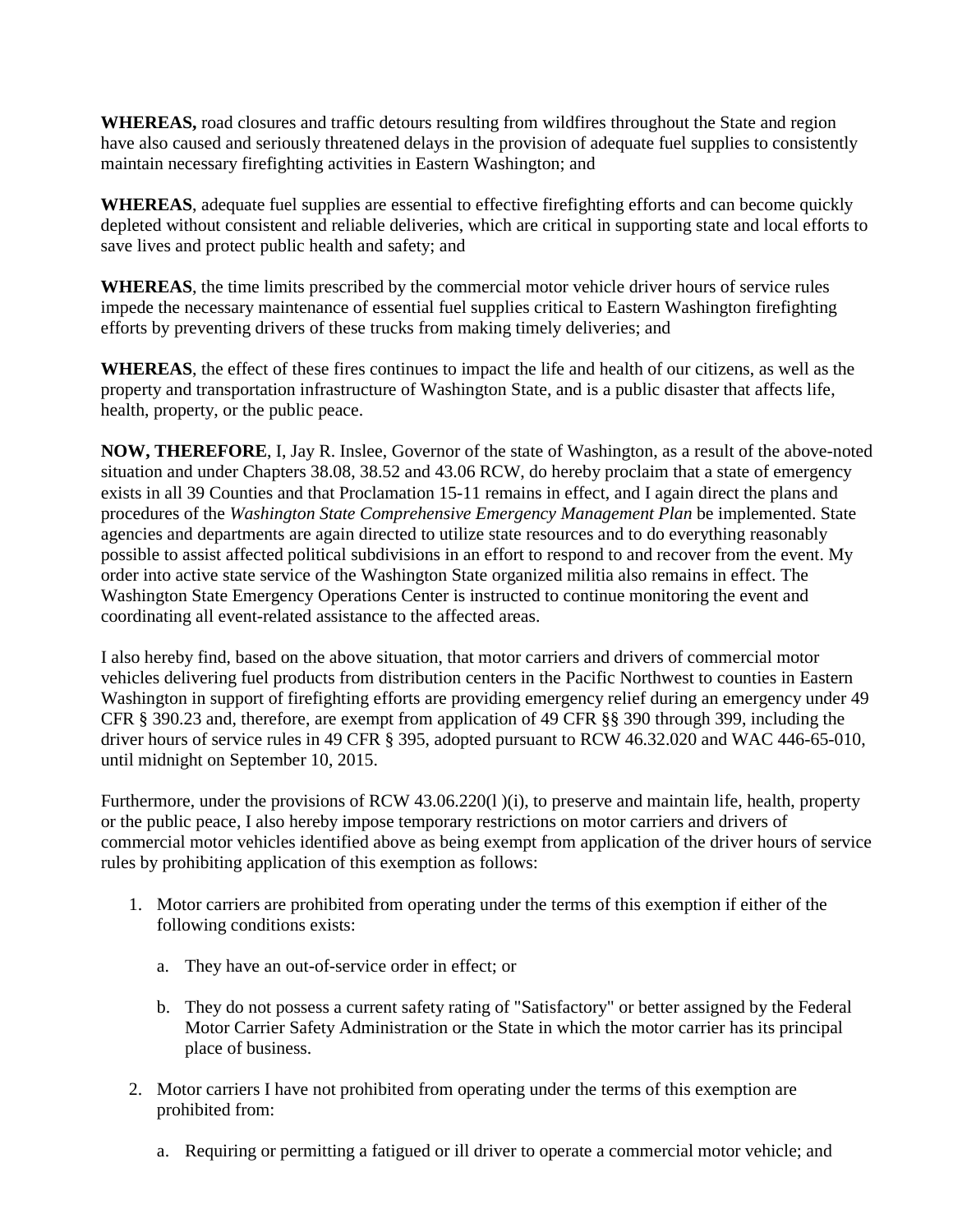**WHEREAS,** road closures and traffic detours resulting from wildfires throughout the State and region have also caused and seriously threatened delays in the provision of adequate fuel supplies to consistently maintain necessary firefighting activities in Eastern Washington; and

**WHEREAS**, adequate fuel supplies are essential to effective firefighting efforts and can become quickly depleted without consistent and reliable deliveries, which are critical in supporting state and local efforts to save lives and protect public health and safety; and

**WHEREAS**, the time limits prescribed by the commercial motor vehicle driver hours of service rules impede the necessary maintenance of essential fuel supplies critical to Eastern Washington firefighting efforts by preventing drivers of these trucks from making timely deliveries; and

**WHEREAS**, the effect of these fires continues to impact the life and health of our citizens, as well as the property and transportation infrastructure of Washington State, and is a public disaster that affects life, health, property, or the public peace.

**NOW, THEREFORE**, I, Jay R. Inslee, Governor of the state of Washington, as a result of the above-noted situation and under Chapters 38.08, 38.52 and 43.06 RCW, do hereby proclaim that a state of emergency exists in all 39 Counties and that Proclamation 15-11 remains in effect, and I again direct the plans and procedures of the *Washington State Comprehensive Emergency Management Plan* be implemented. State agencies and departments are again directed to utilize state resources and to do everything reasonably possible to assist affected political subdivisions in an effort to respond to and recover from the event. My order into active state service of the Washington State organized militia also remains in effect. The Washington State Emergency Operations Center is instructed to continue monitoring the event and coordinating all event-related assistance to the affected areas.

I also hereby find, based on the above situation, that motor carriers and drivers of commercial motor vehicles delivering fuel products from distribution centers in the Pacific Northwest to counties in Eastern Washington in support of firefighting efforts are providing emergency relief during an emergency under 49 CFR § 390.23 and, therefore, are exempt from application of 49 CFR §§ 390 through 399, including the driver hours of service rules in 49 CFR § 395, adopted pursuant to RCW 46.32.020 and WAC 446-65-010, until midnight on September 10, 2015.

Furthermore, under the provisions of RCW 43.06.220(l )(i), to preserve and maintain life, health, property or the public peace, I also hereby impose temporary restrictions on motor carriers and drivers of commercial motor vehicles identified above as being exempt from application of the driver hours of service rules by prohibiting application of this exemption as follows:

1. Motor carriers are prohibited from operating under the terms of this exemption if either of the following conditions exists:

   a. They have an out-of-service order in effect; or

   b. They do not possess a current safety rating of "Satisfactory" or better assigned by the Federal Motor Carrier Safety Administration or the State in which the motor carrier has its principal place of business.

2. Motor carriers I have not prohibited from operating under the terms of this exemption are prohibited from:

   a. Requiring or permitting a fatigued or ill driver to operate a commercial motor vehicle; and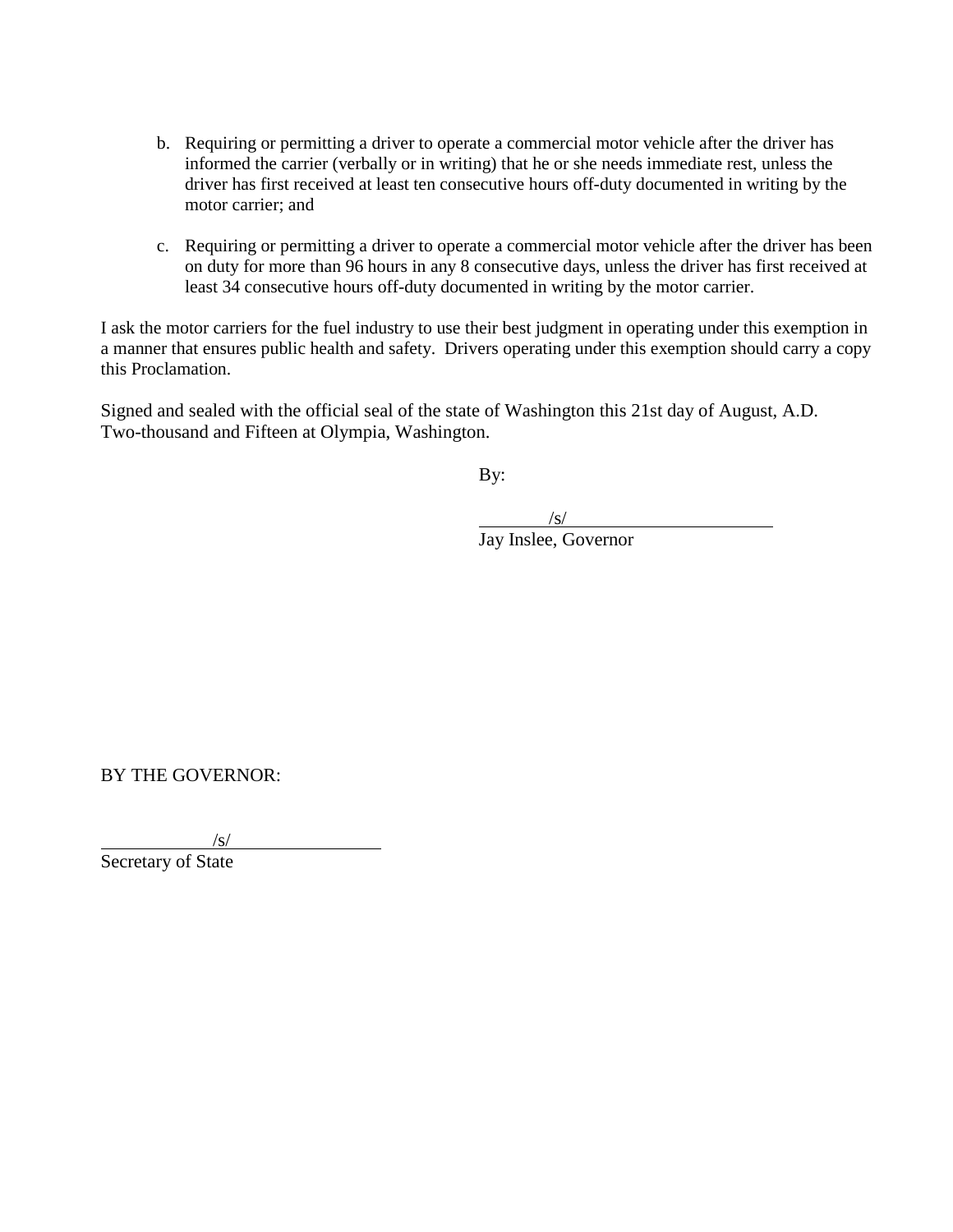b. Requiring or permitting a driver to operate a commercial motor vehicle after the driver has informed the carrier (verbally or in writing) that he or she needs immediate rest, unless the driver has first received at least ten consecutive hours off-duty documented in writing by the motor carrier; and

c. Requiring or permitting a driver to operate a commercial motor vehicle after the driver has been on duty for more than 96 hours in any 8 consecutive days, unless the driver has first received at least 34 consecutive hours off-duty documented in writing by the motor carrier.

I ask the motor carriers for the fuel industry to use their best judgment in operating under this exemption in a manner that ensures public health and safety. Drivers operating under this exemption should carry a copy this Proclamation.

Signed and sealed with the official seal of the state of Washington this 21st day of August, A.D. Two-thousand and Fifteen at Olympia, Washington.

By:

/s/
Jay Inslee, Governor

BY THE GOVERNOR:

/s/
Secretary of State